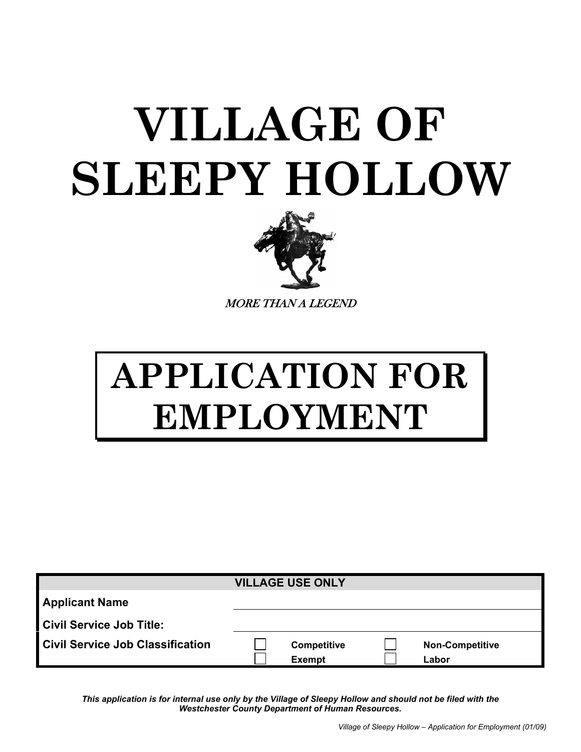# VILLAGE OF SLEEPY HOLLOW

*MORE THAN A LEGEND*

# APPLICATION FOR EMPLOYMENT

| VILLAGE USE ONLY | | | | |
|---|---|---|---|---|
| **Applicant Name** | | | | |
| **Civil Service Job Title:** | | | | |
| **Civil Service Job Classification** | ☐ | **Competitive** | ☐ | **Non-Competitive** |
| | ☐ | **Exempt** | ☐ | **Labor** |

***This application is for internal use only by the Village of Sleepy Hollow and should not be filed with the Westchester County Department of Human Resources.***

*Village of Sleepy Hollow – Application for Employment (01/09)*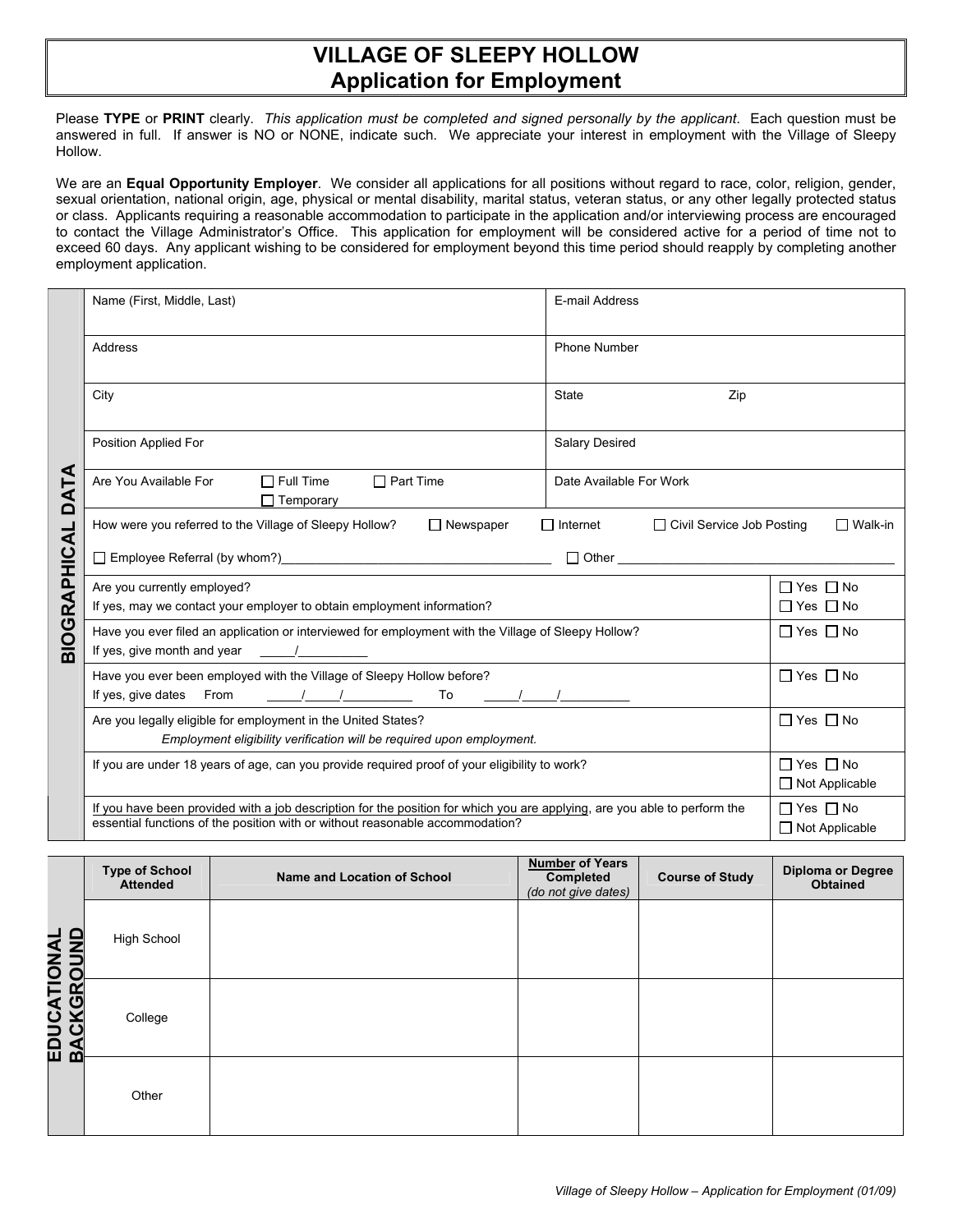# VILLAGE OF SLEEPY HOLLOW
## Application for Employment

Please **TYPE** or **PRINT** clearly. *This application must be completed and signed personally by the applicant*. Each question must be answered in full. If answer is NO or NONE, indicate such. We appreciate your interest in employment with the Village of Sleepy Hollow.

We are an **Equal Opportunity Employer**. We consider all applications for all positions without regard to race, color, religion, gender, sexual orientation, national origin, age, physical or mental disability, marital status, veteran status, or any other legally protected status or class. Applicants requiring a reasonable accommodation to participate in the application and/or interviewing process are encouraged to contact the Village Administrator's Office. This application for employment will be considered active for a period of time not to exceed 60 days. Any applicant wishing to be considered for employment beyond this time period should reapply by completing another employment application.

### BIOGRAPHICAL DATA

| | |
|---|---|
| Name (First, Middle, Last) | E-mail Address |
| Address | Phone Number |
| City | State Zip |
| Position Applied For | Salary Desired |
| Are You Available For ☐ Full Time ☐ Part Time ☐ Temporary | Date Available For Work |

How were you referred to the Village of Sleepy Hollow? ☐ Newspaper ☐ Internet ☐ Civil Service Job Posting ☐ Walk-in

☐ Employee Referral (by whom?)________________________ ☐ Other ________________________

| | |
|---|---|
| Are you currently employed?<br>If yes, may we contact your employer to obtain employment information? | ☐ Yes ☐ No<br>☐ Yes ☐ No |
| Have you ever filed an application or interviewed for employment with the Village of Sleepy Hollow?<br>If yes, give month and year _____/__________ | ☐ Yes ☐ No |
| Have you ever been employed with the Village of Sleepy Hollow before?<br>If yes, give dates From _____/_____/__________ To _____/_____/__________ | ☐ Yes ☐ No |
| Are you legally eligible for employment in the United States?<br>*Employment eligibility verification will be required upon employment.* | ☐ Yes ☐ No |
| If you are under 18 years of age, can you provide required proof of your eligibility to work? | ☐ Yes ☐ No<br>☐ Not Applicable |
| If you have been provided with a job description for the position for which you are applying, are you able to perform the essential functions of the position with or without reasonable accommodation? | ☐ Yes ☐ No<br>☐ Not Applicable |

### EDUCATIONAL BACKGROUND

| Type of School Attended | Name and Location of School | Number of Years Completed *(do not give dates)* | Course of Study | Diploma or Degree Obtained |
|---|---|---|---|---|
| High School | | | | |
| College | | | | |
| Other | | | | |

*Village of Sleepy Hollow – Application for Employment (01/09)*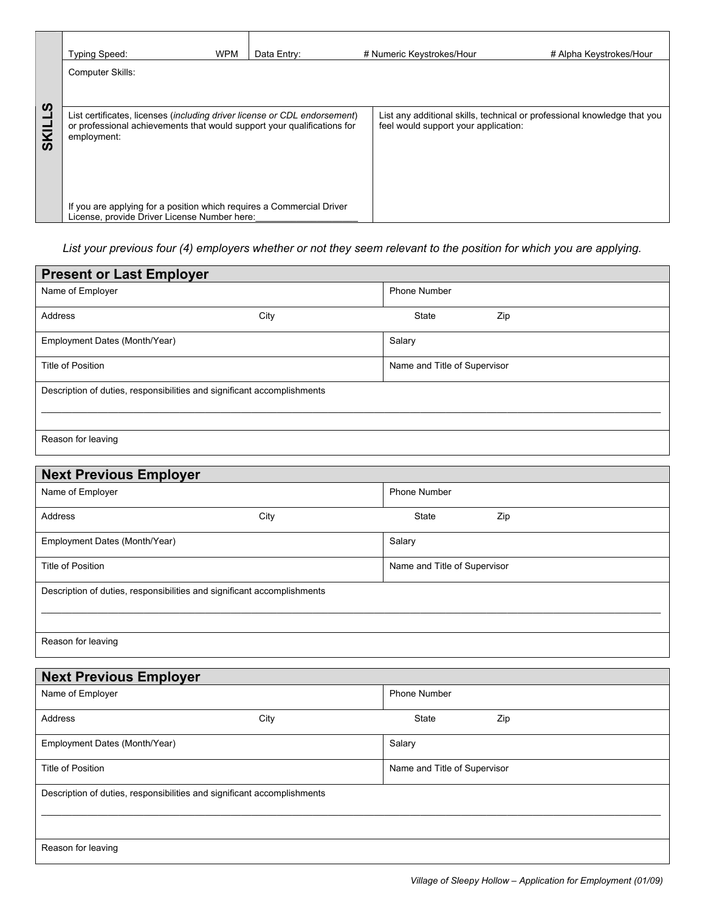## SKILLS

| Typing Speed: WPM | Data Entry: # Numeric Keystrokes/Hour # Alpha Keystrokes/Hour |
|---|---|
| Computer Skills: | |
| List certificates, licenses (*including driver license or CDL endorsement*) or professional achievements that would support your qualifications for employment:<br><br>If you are applying for a position which requires a Commercial Driver License, provide Driver License Number here:____________________ | List any additional skills, technical or professional knowledge that you feel would support your application: |

*List your previous four (4) employers whether or not they seem relevant to the position for which you are applying.*

### Present or Last Employer

| Name of Employer | | Phone Number | |
|---|---|---|---|
| Address | City | State | Zip |
| Employment Dates (Month/Year) | | Salary | |
| Title of Position | | Name and Title of Supervisor | |
| Description of duties, responsibilities and significant accomplishments | | | |
| Reason for leaving | | | |

### Next Previous Employer

| Name of Employer | | Phone Number | |
|---|---|---|---|
| Address | City | State | Zip |
| Employment Dates (Month/Year) | | Salary | |
| Title of Position | | Name and Title of Supervisor | |
| Description of duties, responsibilities and significant accomplishments | | | |
| Reason for leaving | | | |

### Next Previous Employer

| Name of Employer | | Phone Number | |
|---|---|---|---|
| Address | City | State | Zip |
| Employment Dates (Month/Year) | | Salary | |
| Title of Position | | Name and Title of Supervisor | |
| Description of duties, responsibilities and significant accomplishments | | | |
| Reason for leaving | | | |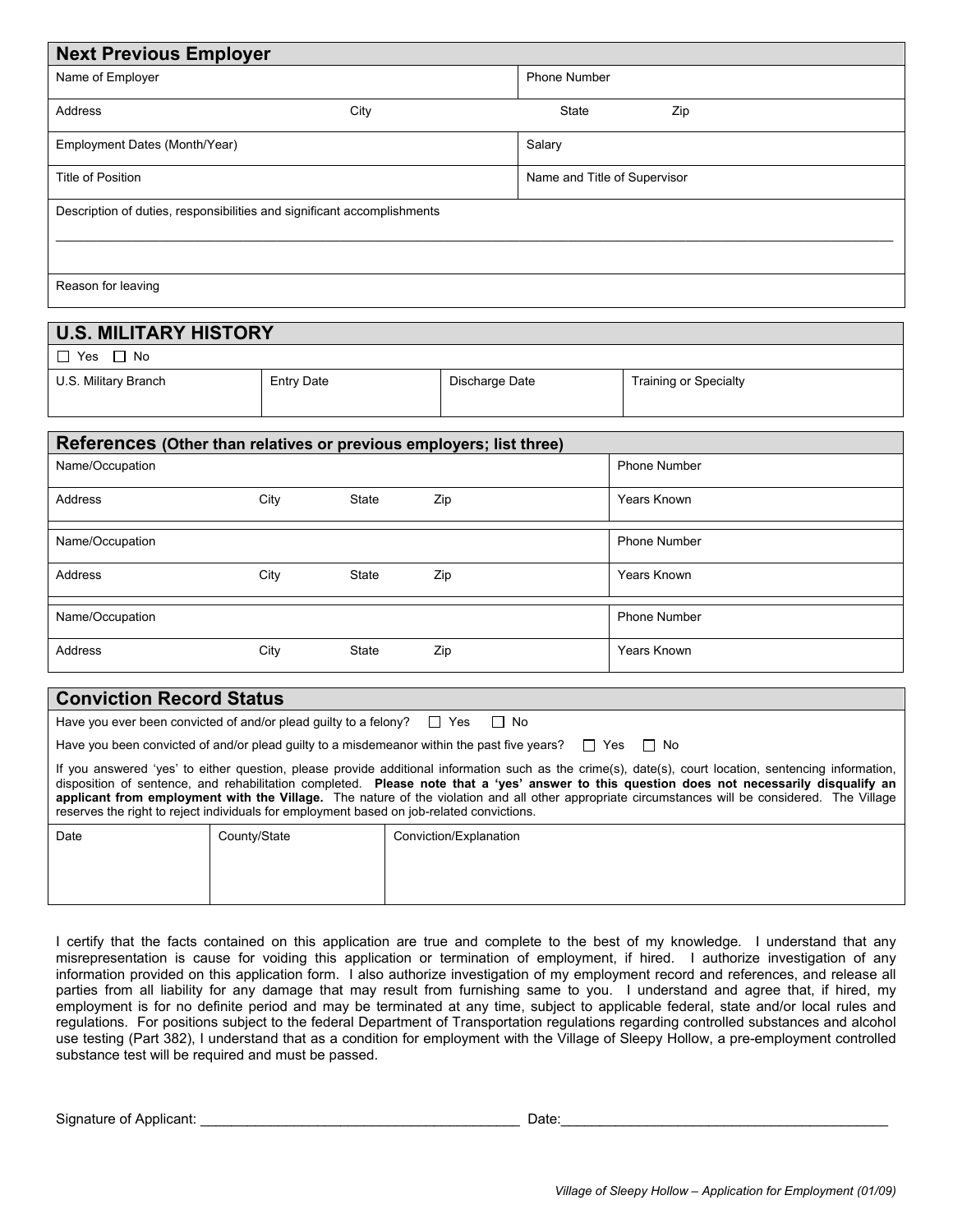## Next Previous Employer

| | |
|---|---|
| Name of Employer | Phone Number |
| Address &nbsp;&nbsp;&nbsp; City | State &nbsp;&nbsp;&nbsp; Zip |
| Employment Dates (Month/Year) | Salary |
| Title of Position | Name and Title of Supervisor |
| Description of duties, responsibilities and significant accomplishments | |
| Reason for leaving | |

## U.S. MILITARY HISTORY

☐ Yes ☐ No

| U.S. Military Branch | Entry Date | Discharge Date | Training or Specialty |
|---|---|---|---|
| | | | |

## References (Other than relatives or previous employers; list three)

| | | | | |
|---|---|---|---|---|
| Name/Occupation | | | | Phone Number |
| Address | City | State | Zip | Years Known |
| Name/Occupation | | | | Phone Number |
| Address | City | State | Zip | Years Known |
| Name/Occupation | | | | Phone Number |
| Address | City | State | Zip | Years Known |

## Conviction Record Status

Have you ever been convicted of and/or plead guilty to a felony? ☐ Yes ☐ No

Have you been convicted of and/or plead guilty to a misdemeanor within the past five years? ☐ Yes ☐ No

If you answered 'yes' to either question, please provide additional information such as the crime(s), date(s), court location, sentencing information, disposition of sentence, and rehabilitation completed. **Please note that a 'yes' answer to this question does not necessarily disqualify an applicant from employment with the Village.** The nature of the violation and all other appropriate circumstances will be considered. The Village reserves the right to reject individuals for employment based on job-related convictions.

| Date | County/State | Conviction/Explanation |
|---|---|---|
| | | |

I certify that the facts contained on this application are true and complete to the best of my knowledge. I understand that any misrepresentation is cause for voiding this application or termination of employment, if hired. I authorize investigation of any information provided on this application form. I also authorize investigation of my employment record and references, and release all parties from all liability for any damage that may result from furnishing same to you. I understand and agree that, if hired, my employment is for no definite period and may be terminated at any time, subject to applicable federal, state and/or local rules and regulations. For positions subject to the federal Department of Transportation regulations regarding controlled substances and alcohol use testing (Part 382), I understand that as a condition for employment with the Village of Sleepy Hollow, a pre-employment controlled substance test will be required and must be passed.

Signature of Applicant: ________________________________________ Date:__________________________________________

*Village of Sleepy Hollow – Application for Employment (01/09)*